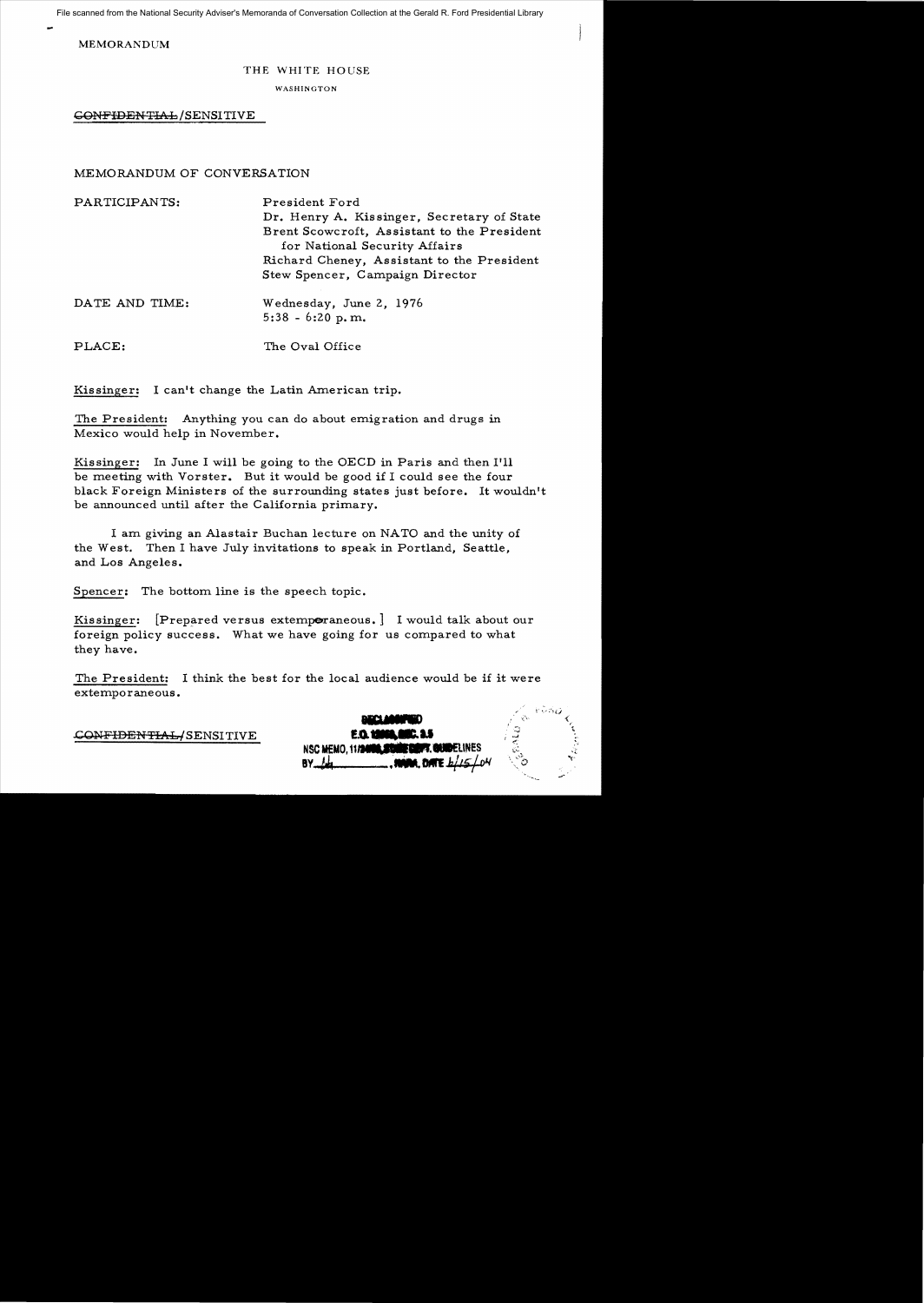MEMORANDUM

THE WHITE HOUSE

WASHINGTON

~~CONFIDENTIAL~~/SENSITIVE

MEMORANDUM OF CONVERSATION

PARTICIPANTS: President Ford
Dr. Henry A. Kissinger, Secretary of State
Brent Scowcroft, Assistant to the President for National Security Affairs
Richard Cheney, Assistant to the President
Stew Spencer, Campaign Director

DATE AND TIME: Wednesday, June 2, 1976
5:38 - 6:20 p.m.

PLACE: The Oval Office

Kissinger: I can't change the Latin American trip.

The President: Anything you can do about emigration and drugs in Mexico would help in November.

Kissinger: In June I will be going to the OECD in Paris and then I'll be meeting with Vorster. But it would be good if I could see the four black Foreign Ministers of the surrounding states just before. It wouldn't be announced until after the California primary.

I am giving an Alastair Buchan lecture on NATO and the unity of the West. Then I have July invitations to speak in Portland, Seattle, and Los Angeles.

Spencer: The bottom line is the speech topic.

Kissinger: [Prepared versus extemporaneous.] I would talk about our foreign policy success. What we have going for us compared to what they have.

The President: I think the best for the local audience would be if it were extemporaneous.

~~CONFIDENTIAL~~/SENSITIVE

DECLASSIFIED
E.O. 12958, SEC. 3.5
NSC MEMO, 11/24/98, STATE DEPT. GUIDELINES
BY ___, NARA, DATE 6/15/04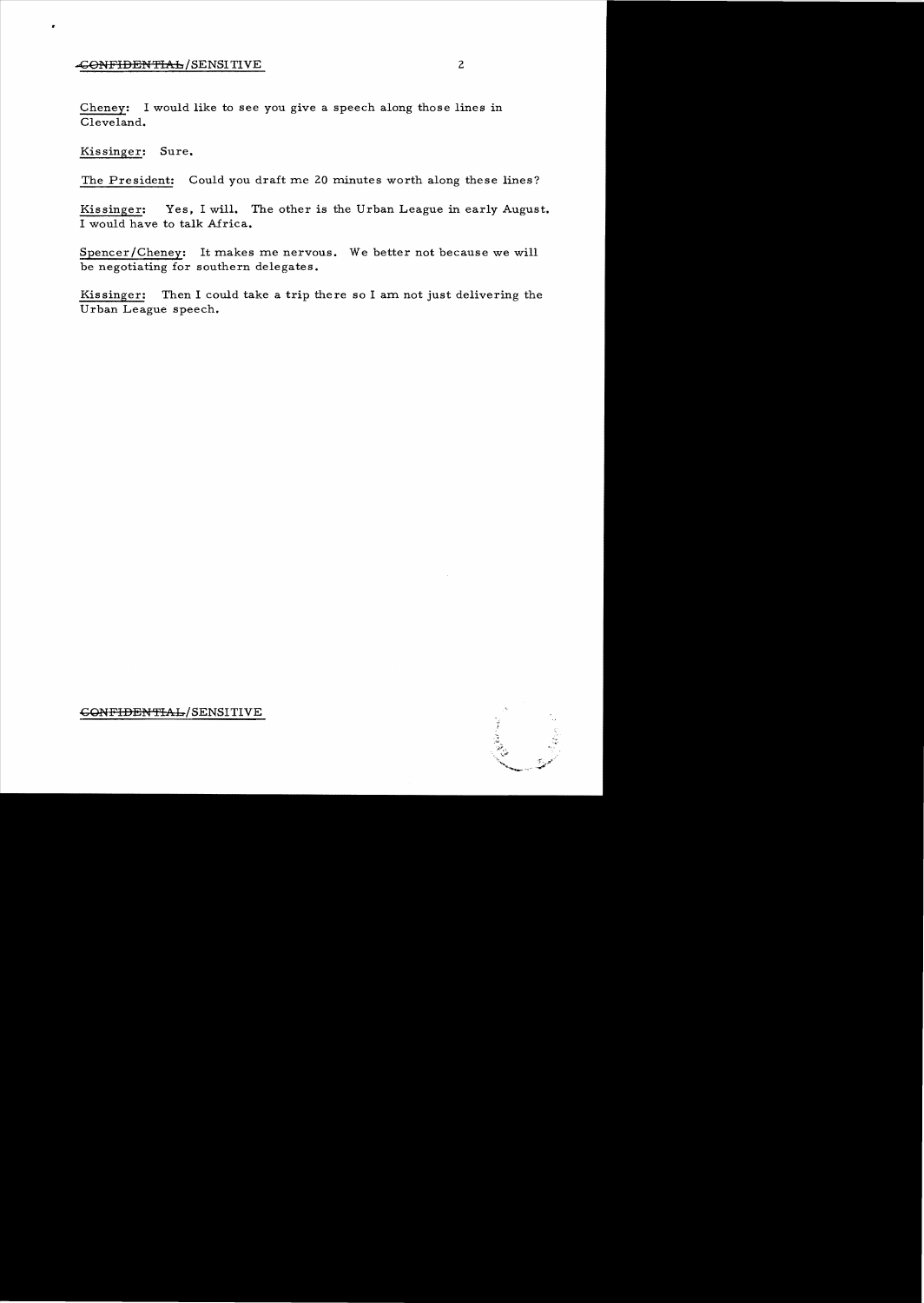Cheney: I would like to see you give a speech along those lines in Cleveland.

Kissinger: Sure.

The President: Could you draft me 20 minutes worth along these lines?

Kissinger: Yes, I will. The other is the Urban League in early August. I would have to talk Africa.

Spencer/Cheney: It makes me nervous. We better not because we will be negotiating for southern delegates.

Kissinger: Then I could take a trip there so I am not just delivering the Urban League speech.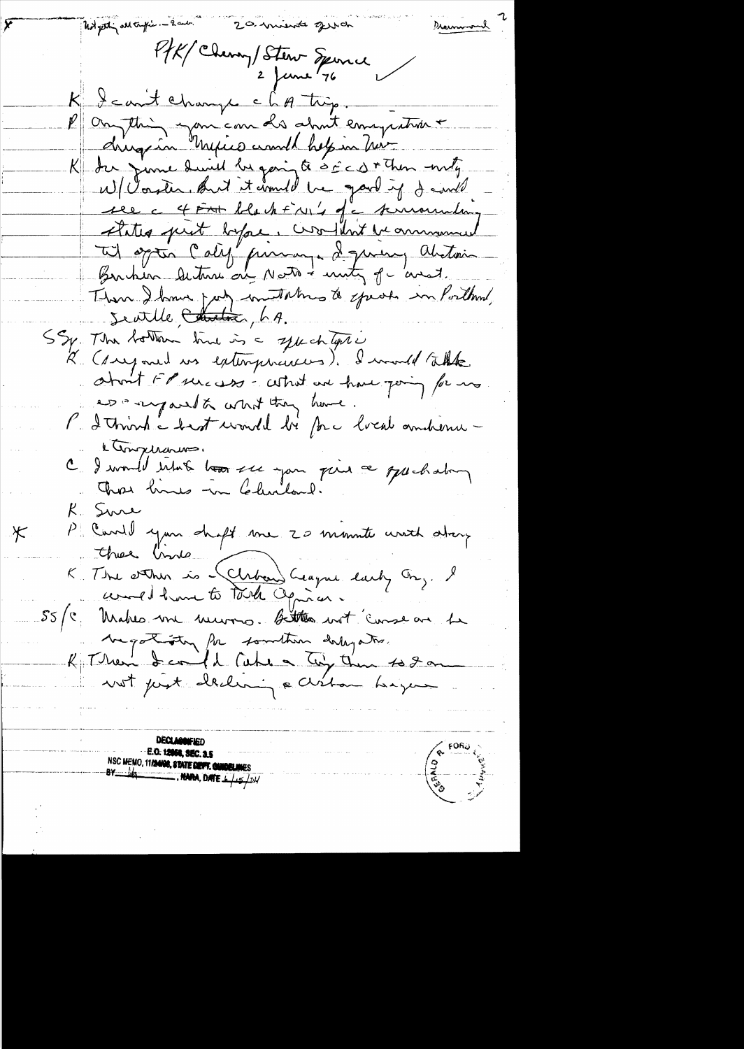Not getting all traffic – 2 amb. 20 minute speech Drummond

P/K/Cheney/Stew Spencer
2 June 76

K I can't change c LA trip.

P Anything you can do about emigration + drugs in Mexico would help in Tex.

K In June I will be going to OECD + then mtg w/Vorster. But it would be good if I could see c 4 or 5 black Afr's of c surrounding states just before. Wouldn't be announced til after Calif primary. I giving Alistair Buchan lecture on Nato + unity of c west. Then I have 3 invitations to speak in Portland, Seattle, ~~Atlanta~~, LA.

SSp. The bottom line is c speech topic K (beyond our enterprises). I would talk about FP success – what we have going for us as compared to what they have.

P I think c best would be for c local audience – enterprises.

C I would like to see you give a speech along those lines in Cleveland.

K Sure

P Could you draft me 20 minute speech along these lines.

K The other is c Urban League early Aug. I would have to talk Africa.

SS/C Makes me nervous. Better not 'cause are be negotiating for southern delegates.

K Then I could take a trip then so I am not just declining c Urban League

DECLASSIFIED
E.O. 12958, SEC. 3.5
NSC MEMO, 11/24/98, STATE DEPT. GUIDELINES
BY [illegible], NARA, DATE 6/15/04

GERALD R. FORD LIBRARY